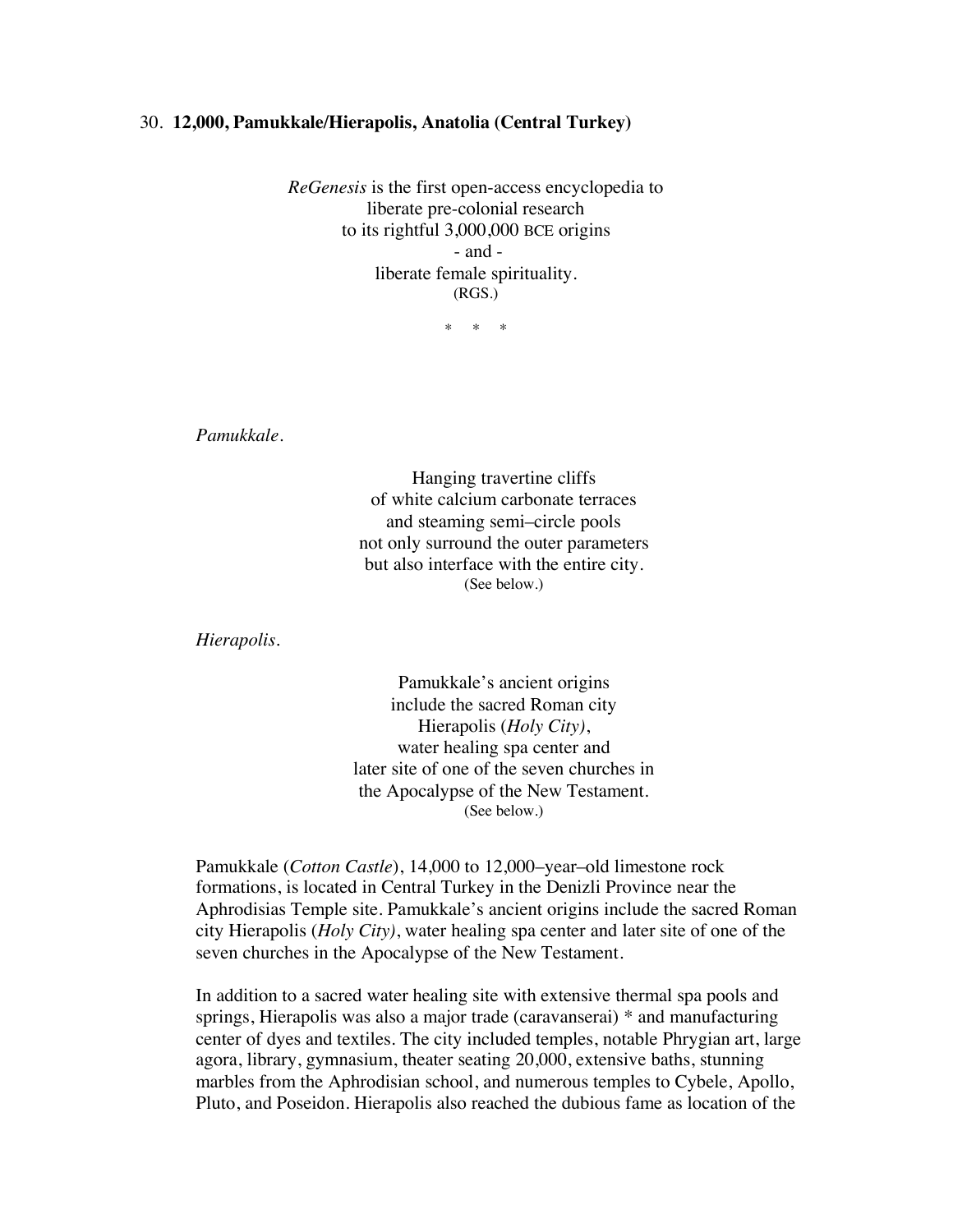30. **12,000, Pamukkale/Hierapolis, Anatolia (Central Turkey)**

*ReGenesis* is the first open-access encyclopedia to  
liberate pre-colonial research  
to its rightful 3,000,000 BCE origins  
- and -  
liberate female spirituality.  
(RGS.)

\*  \*  \*

*Pamukkale.*

Hanging travertine cliffs  
of white calcium carbonate terraces  
and steaming semi–circle pools  
not only surround the outer parameters  
but also interface with the entire city.  
(See below.)

*Hierapolis.*

Pamukkale's ancient origins  
include the sacred Roman city  
Hierapolis (*Holy City)*,  
water healing spa center and  
later site of one of the seven churches in  
the Apocalypse of the New Testament.  
(See below.)

Pamukkale (*Cotton Castle*), 14,000 to 12,000–year–old limestone rock formations, is located in Central Turkey in the Denizli Province near the Aphrodisias Temple site. Pamukkale's ancient origins include the sacred Roman city Hierapolis (*Holy City)*, water healing spa center and later site of one of the seven churches in the Apocalypse of the New Testament.

In addition to a sacred water healing site with extensive thermal spa pools and springs, Hierapolis was also a major trade (caravanserai) * and manufacturing center of dyes and textiles. The city included temples, notable Phrygian art, large agora, library, gymnasium, theater seating 20,000, extensive baths, stunning marbles from the Aphrodisian school, and numerous temples to Cybele, Apollo, Pluto, and Poseidon. Hierapolis also reached the dubious fame as location of the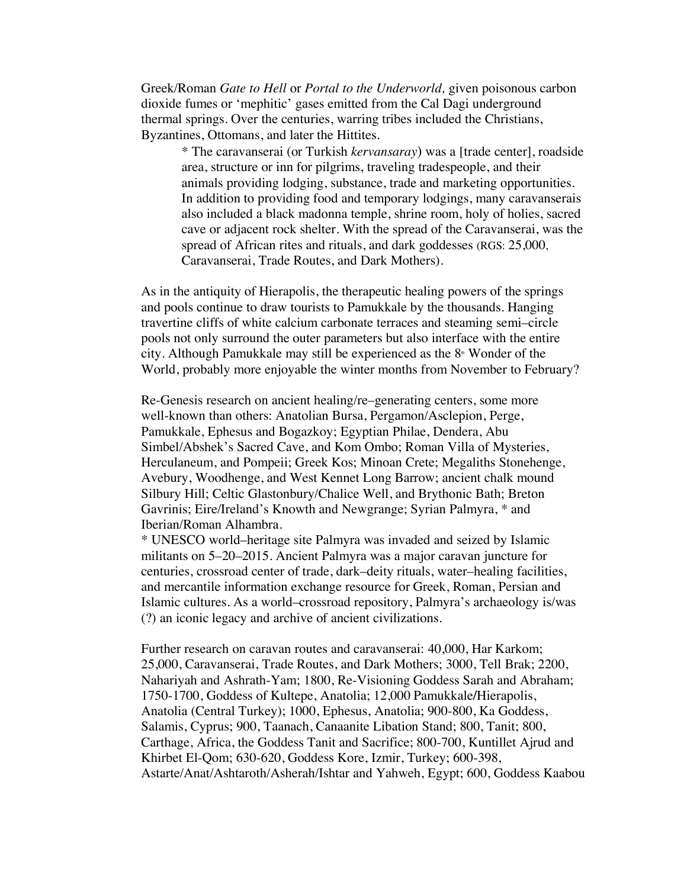Greek/Roman *Gate to Hell* or *Portal to the Underworld,* given poisonous carbon dioxide fumes or 'mephitic' gases emitted from the Cal Dagi underground thermal springs. Over the centuries, warring tribes included the Christians, Byzantines, Ottomans, and later the Hittites.

> * The caravanserai (or Turkish *kervansaray*) was a [trade center], roadside area, structure or inn for pilgrims, traveling tradespeople, and their animals providing lodging, substance, trade and marketing opportunities. In addition to providing food and temporary lodgings, many caravanserais also included a black madonna temple, shrine room, holy of holies, sacred cave or adjacent rock shelter. With the spread of the Caravanserai, was the spread of African rites and rituals, and dark goddesses (RGS: 25,000, Caravanserai, Trade Routes, and Dark Mothers).

As in the antiquity of Hierapolis, the therapeutic healing powers of the springs and pools continue to draw tourists to Pamukkale by the thousands. Hanging travertine cliffs of white calcium carbonate terraces and steaming semi–circle pools not only surround the outer parameters but also interface with the entire city. Although Pamukkale may still be experienced as the 8th Wonder of the World, probably more enjoyable the winter months from November to February?

Re-Genesis research on ancient healing/re–generating centers, some more well-known than others: Anatolian Bursa, Pergamon/Asclepion, Perge, Pamukkale, Ephesus and Bogazkoy; Egyptian Philae, Dendera, Abu Simbel/Abshek's Sacred Cave, and Kom Ombo; Roman Villa of Mysteries, Herculaneum, and Pompeii; Greek Kos; Minoan Crete; Megaliths Stonehenge, Avebury, Woodhenge, and West Kennet Long Barrow; ancient chalk mound Silbury Hill; Celtic Glastonbury/Chalice Well, and Brythonic Bath; Breton Gavrinis; Eire/Ireland's Knowth and Newgrange; Syrian Palmyra, * and Iberian/Roman Alhambra.
* UNESCO world–heritage site Palmyra was invaded and seized by Islamic militants on 5–20–2015. Ancient Palmyra was a major caravan juncture for centuries, crossroad center of trade, dark–deity rituals, water–healing facilities, and mercantile information exchange resource for Greek, Roman, Persian and Islamic cultures. As a world–crossroad repository, Palmyra's archaeology is/was (?) an iconic legacy and archive of ancient civilizations.

Further research on caravan routes and caravanserai: 40,000, Har Karkom; 25,000, Caravanserai, Trade Routes, and Dark Mothers; 3000, Tell Brak; 2200, Nahariyah and Ashrath-Yam; 1800, Re-Visioning Goddess Sarah and Abraham; 1750-1700, Goddess of Kultepe, Anatolia; 12,000 Pamukkale/Hierapolis, Anatolia (Central Turkey); 1000, Ephesus, Anatolia; 900-800, Ka Goddess, Salamis, Cyprus; 900, Taanach, Canaanite Libation Stand; 800, Tanit; 800, Carthage, Africa, the Goddess Tanit and Sacrifice; 800-700, Kuntillet Ajrud and Khirbet El-Qom; 630-620, Goddess Kore, Izmir, Turkey; 600-398, Astarte/Anat/Ashtaroth/Asherah/Ishtar and Yahweh, Egypt; 600, Goddess Kaabou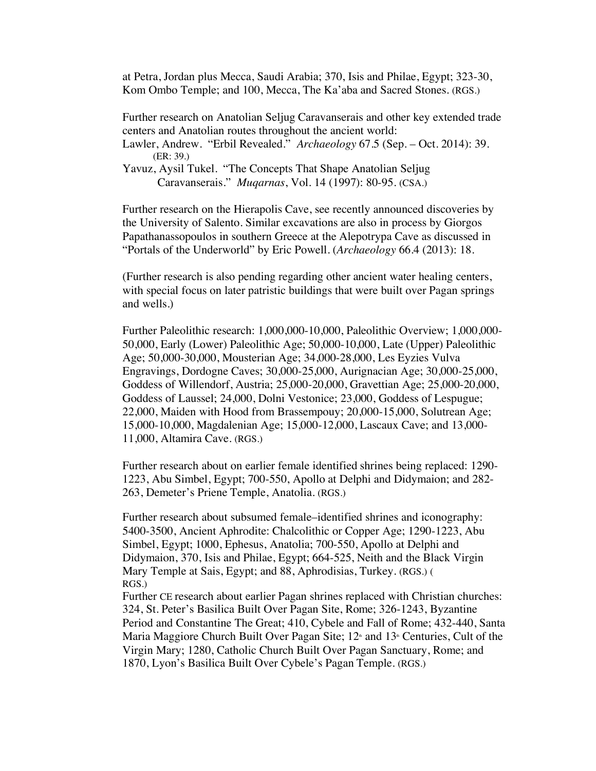at Petra, Jordan plus Mecca, Saudi Arabia; 370, Isis and Philae, Egypt; 323-30, Kom Ombo Temple; and 100, Mecca, The Ka'aba and Sacred Stones. (RGS.)

Further research on Anatolian Seljug Caravanserais and other key extended trade centers and Anatolian routes throughout the ancient world:

Lawler, Andrew. "Erbil Revealed." *Archaeology* 67.5 (Sep. – Oct. 2014): 39. (ER: 39.)

Yavuz, Aysil Tukel. "The Concepts That Shape Anatolian Seljug Caravanserais." *Muqarnas*, Vol. 14 (1997): 80-95. (CSA.)

Further research on the Hierapolis Cave, see recently announced discoveries by the University of Salento. Similar excavations are also in process by Giorgos Papathanassopoulos in southern Greece at the Alepotrypa Cave as discussed in "Portals of the Underworld" by Eric Powell. (*Archaeology* 66.4 (2013): 18.

(Further research is also pending regarding other ancient water healing centers, with special focus on later patristic buildings that were built over Pagan springs and wells.)

Further Paleolithic research: 1,000,000-10,000, Paleolithic Overview; 1,000,000-50,000, Early (Lower) Paleolithic Age; 50,000-10,000, Late (Upper) Paleolithic Age; 50,000-30,000, Mousterian Age; 34,000-28,000, Les Eyzies Vulva Engravings, Dordogne Caves; 30,000-25,000, Aurignacian Age; 30,000-25,000, Goddess of Willendorf, Austria; 25,000-20,000, Gravettian Age; 25,000-20,000, Goddess of Laussel; 24,000, Dolni Vestonice; 23,000, Goddess of Lespugue; 22,000, Maiden with Hood from Brassempouy; 20,000-15,000, Solutrean Age; 15,000-10,000, Magdalenian Age; 15,000-12,000, Lascaux Cave; and 13,000-11,000, Altamira Cave. (RGS.)

Further research about on earlier female identified shrines being replaced: 1290-1223, Abu Simbel, Egypt; 700-550, Apollo at Delphi and Didymaion; and 282-263, Demeter's Priene Temple, Anatolia. (RGS.)

Further research about subsumed female–identified shrines and iconography: 5400-3500, Ancient Aphrodite: Chalcolithic or Copper Age; 1290-1223, Abu Simbel, Egypt; 1000, Ephesus, Anatolia; 700-550, Apollo at Delphi and Didymaion, 370, Isis and Philae, Egypt; 664-525, Neith and the Black Virgin Mary Temple at Sais, Egypt; and 88, Aphrodisias, Turkey. (RGS.) ( RGS.)

Further CE research about earlier Pagan shrines replaced with Christian churches: 324, St. Peter's Basilica Built Over Pagan Site, Rome; 326-1243, Byzantine Period and Constantine The Great; 410, Cybele and Fall of Rome; 432-440, Santa Maria Maggiore Church Built Over Pagan Site; 12th and 13th Centuries, Cult of the Virgin Mary; 1280, Catholic Church Built Over Pagan Sanctuary, Rome; and 1870, Lyon's Basilica Built Over Cybele's Pagan Temple. (RGS.)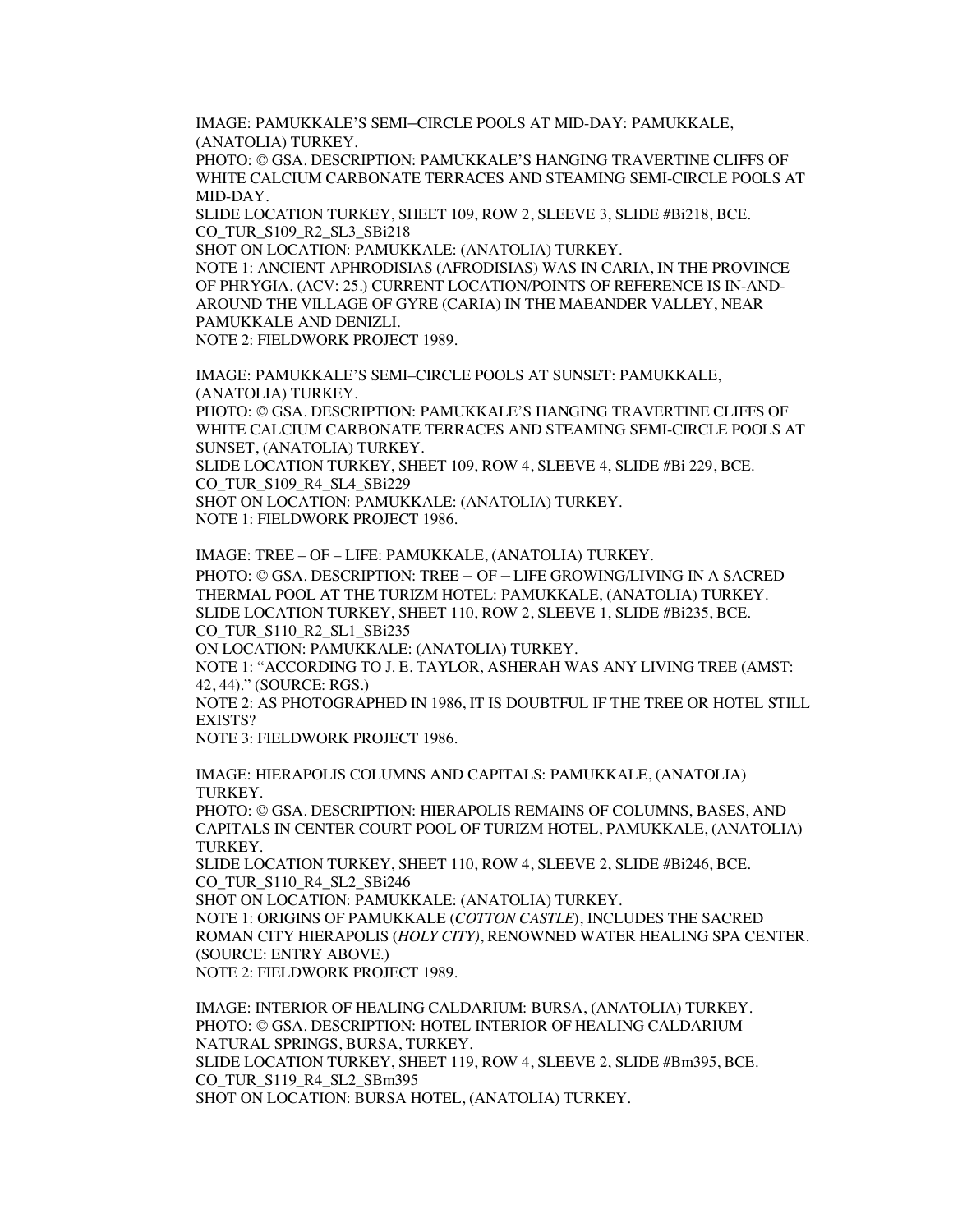IMAGE: PAMUKKALE'S SEMI–CIRCLE POOLS AT MID-DAY: PAMUKKALE, (ANATOLIA) TURKEY.
PHOTO: © GSA. DESCRIPTION: PAMUKKALE'S HANGING TRAVERTINE CLIFFS OF WHITE CALCIUM CARBONATE TERRACES AND STEAMING SEMI-CIRCLE POOLS AT MID-DAY.
SLIDE LOCATION TURKEY, SHEET 109, ROW 2, SLEEVE 3, SLIDE #Bi218, BCE.
CO_TUR_S109_R2_SL3_SBi218
SHOT ON LOCATION: PAMUKKALE: (ANATOLIA) TURKEY.
NOTE 1: ANCIENT APHRODISIAS (AFRODISIAS) WAS IN CARIA, IN THE PROVINCE OF PHRYGIA. (ACV: 25.) CURRENT LOCATION/POINTS OF REFERENCE IS IN-AND-AROUND THE VILLAGE OF GYRE (CARIA) IN THE MAEANDER VALLEY, NEAR PAMUKKALE AND DENIZLI.
NOTE 2: FIELDWORK PROJECT 1989.

IMAGE: PAMUKKALE'S SEMI–CIRCLE POOLS AT SUNSET: PAMUKKALE, (ANATOLIA) TURKEY.
PHOTO: © GSA. DESCRIPTION: PAMUKKALE'S HANGING TRAVERTINE CLIFFS OF WHITE CALCIUM CARBONATE TERRACES AND STEAMING SEMI-CIRCLE POOLS AT SUNSET, (ANATOLIA) TURKEY.
SLIDE LOCATION TURKEY, SHEET 109, ROW 4, SLEEVE 4, SLIDE #Bi 229, BCE.
CO_TUR_S109_R4_SL4_SBi229
SHOT ON LOCATION: PAMUKKALE: (ANATOLIA) TURKEY.
NOTE 1: FIELDWORK PROJECT 1986.

IMAGE: TREE – OF – LIFE: PAMUKKALE, (ANATOLIA) TURKEY.
PHOTO: © GSA. DESCRIPTION: TREE – OF – LIFE GROWING/LIVING IN A SACRED THERMAL POOL AT THE TURIZM HOTEL: PAMUKKALE, (ANATOLIA) TURKEY.
SLIDE LOCATION TURKEY, SHEET 110, ROW 2, SLEEVE 1, SLIDE #Bi235, BCE.
CO_TUR_S110_R2_SL1_SBi235
ON LOCATION: PAMUKKALE: (ANATOLIA) TURKEY.
NOTE 1: "ACCORDING TO J. E. TAYLOR, ASHERAH WAS ANY LIVING TREE (AMST: 42, 44)." (SOURCE: RGS.)
NOTE 2: AS PHOTOGRAPHED IN 1986, IT IS DOUBTFUL IF THE TREE OR HOTEL STILL EXISTS?
NOTE 3: FIELDWORK PROJECT 1986.

IMAGE: HIERAPOLIS COLUMNS AND CAPITALS: PAMUKKALE, (ANATOLIA) TURKEY.
PHOTO: © GSA. DESCRIPTION: HIERAPOLIS REMAINS OF COLUMNS, BASES, AND CAPITALS IN CENTER COURT POOL OF TURIZM HOTEL, PAMUKKALE, (ANATOLIA) TURKEY.
SLIDE LOCATION TURKEY, SHEET 110, ROW 4, SLEEVE 2, SLIDE #Bi246, BCE.
CO_TUR_S110_R4_SL2_SBi246
SHOT ON LOCATION: PAMUKKALE: (ANATOLIA) TURKEY.
NOTE 1: ORIGINS OF PAMUKKALE (*COTTON CASTLE*), INCLUDES THE SACRED ROMAN CITY HIERAPOLIS (*HOLY CITY)*, RENOWNED WATER HEALING SPA CENTER. (SOURCE: ENTRY ABOVE.)
NOTE 2: FIELDWORK PROJECT 1989.

IMAGE: INTERIOR OF HEALING CALDARIUM: BURSA, (ANATOLIA) TURKEY.
PHOTO: © GSA. DESCRIPTION: HOTEL INTERIOR OF HEALING CALDARIUM NATURAL SPRINGS, BURSA, TURKEY.
SLIDE LOCATION TURKEY, SHEET 119, ROW 4, SLEEVE 2, SLIDE #Bm395, BCE.
CO_TUR_S119_R4_SL2_SBm395
SHOT ON LOCATION: BURSA HOTEL, (ANATOLIA) TURKEY.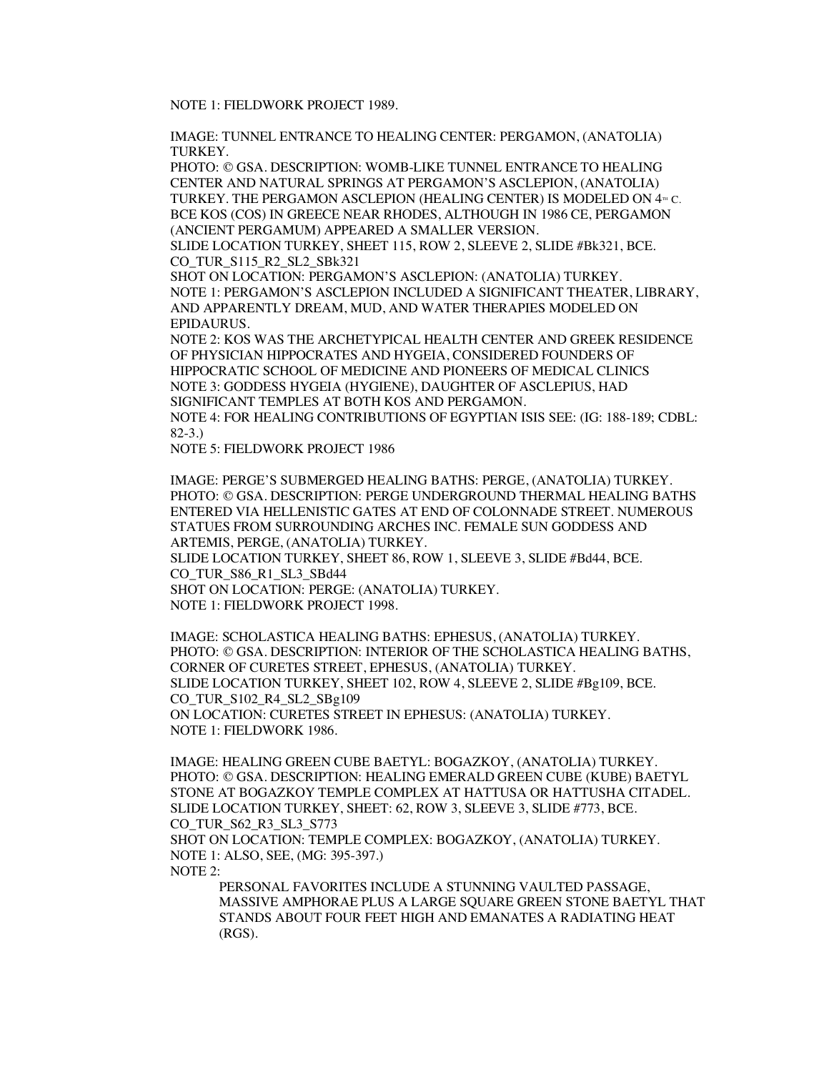NOTE 1: FIELDWORK PROJECT 1989.

IMAGE: TUNNEL ENTRANCE TO HEALING CENTER: PERGAMON, (ANATOLIA) TURKEY.
PHOTO: © GSA. DESCRIPTION: WOMB-LIKE TUNNEL ENTRANCE TO HEALING CENTER AND NATURAL SPRINGS AT PERGAMON'S ASCLEPION, (ANATOLIA) TURKEY. THE PERGAMON ASCLEPION (HEALING CENTER) IS MODELED ON 4TH C. BCE KOS (COS) IN GREECE NEAR RHODES, ALTHOUGH IN 1986 CE, PERGAMON (ANCIENT PERGAMUM) APPEARED A SMALLER VERSION.
SLIDE LOCATION TURKEY, SHEET 115, ROW 2, SLEEVE 2, SLIDE #Bk321, BCE.
CO_TUR_S115_R2_SL2_SBk321
SHOT ON LOCATION: PERGAMON'S ASCLEPION: (ANATOLIA) TURKEY.
NOTE 1: PERGAMON'S ASCLEPION INCLUDED A SIGNIFICANT THEATER, LIBRARY, AND APPARENTLY DREAM, MUD, AND WATER THERAPIES MODELED ON EPIDAURUS.
NOTE 2: KOS WAS THE ARCHETYPICAL HEALTH CENTER AND GREEK RESIDENCE OF PHYSICIAN HIPPOCRATES AND HYGEIA, CONSIDERED FOUNDERS OF HIPPOCRATIC SCHOOL OF MEDICINE AND PIONEERS OF MEDICAL CLINICS
NOTE 3: GODDESS HYGEIA (HYGIENE), DAUGHTER OF ASCLEPIUS, HAD SIGNIFICANT TEMPLES AT BOTH KOS AND PERGAMON.
NOTE 4: FOR HEALING CONTRIBUTIONS OF EGYPTIAN ISIS SEE: (IG: 188-189; CDBL: 82-3.)
NOTE 5: FIELDWORK PROJECT 1986

IMAGE: PERGE'S SUBMERGED HEALING BATHS: PERGE, (ANATOLIA) TURKEY.
PHOTO: © GSA. DESCRIPTION: PERGE UNDERGROUND THERMAL HEALING BATHS ENTERED VIA HELLENISTIC GATES AT END OF COLONNADE STREET. NUMEROUS STATUES FROM SURROUNDING ARCHES INC. FEMALE SUN GODDESS AND ARTEMIS, PERGE, (ANATOLIA) TURKEY.
SLIDE LOCATION TURKEY, SHEET 86, ROW 1, SLEEVE 3, SLIDE #Bd44, BCE.
CO_TUR_S86_R1_SL3_SBd44
SHOT ON LOCATION: PERGE: (ANATOLIA) TURKEY.
NOTE 1: FIELDWORK PROJECT 1998.

IMAGE: SCHOLASTICA HEALING BATHS: EPHESUS, (ANATOLIA) TURKEY.
PHOTO: © GSA. DESCRIPTION: INTERIOR OF THE SCHOLASTICA HEALING BATHS, CORNER OF CURETES STREET, EPHESUS, (ANATOLIA) TURKEY.
SLIDE LOCATION TURKEY, SHEET 102, ROW 4, SLEEVE 2, SLIDE #Bg109, BCE.
CO_TUR_S102_R4_SL2_SBg109
ON LOCATION: CURETES STREET IN EPHESUS: (ANATOLIA) TURKEY.
NOTE 1: FIELDWORK 1986.

IMAGE: HEALING GREEN CUBE BAETYL: BOGAZKOY, (ANATOLIA) TURKEY.
PHOTO: © GSA. DESCRIPTION: HEALING EMERALD GREEN CUBE (KUBE) BAETYL STONE AT BOGAZKOY TEMPLE COMPLEX AT HATTUSA OR HATTUSHA CITADEL.
SLIDE LOCATION TURKEY, SHEET: 62, ROW 3, SLEEVE 3, SLIDE #773, BCE.
CO_TUR_S62_R3_SL3_S773
SHOT ON LOCATION: TEMPLE COMPLEX: BOGAZKOY, (ANATOLIA) TURKEY.
NOTE 1: ALSO, SEE, (MG: 395-397.)
NOTE 2:

> PERSONAL FAVORITES INCLUDE A STUNNING VAULTED PASSAGE, MASSIVE AMPHORAE PLUS A LARGE SQUARE GREEN STONE BAETYL THAT STANDS ABOUT FOUR FEET HIGH AND EMANATES A RADIATING HEAT (RGS).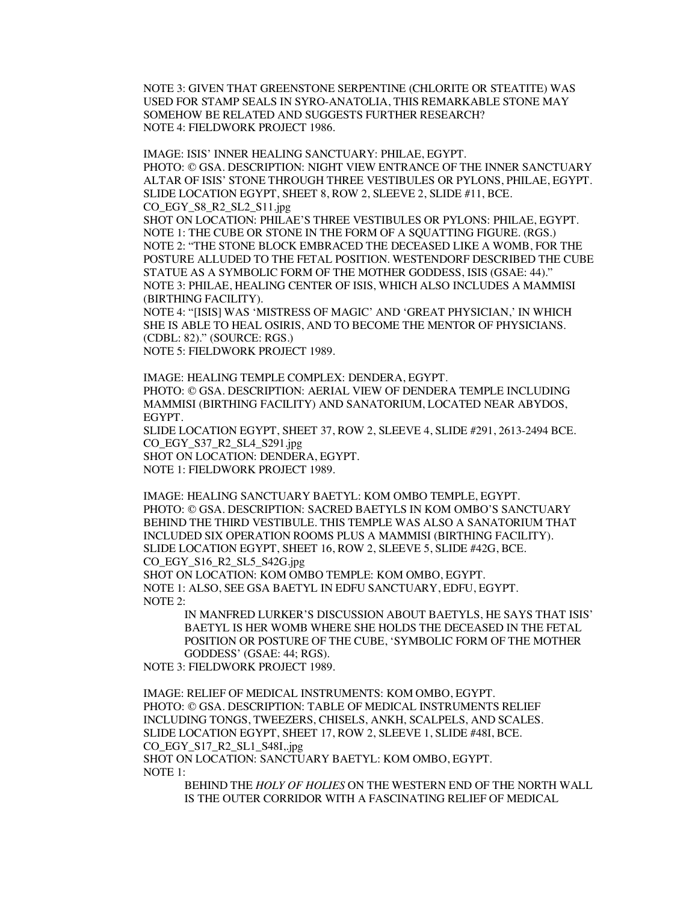NOTE 3: GIVEN THAT GREENSTONE SERPENTINE (CHLORITE OR STEATITE) WAS USED FOR STAMP SEALS IN SYRO-ANATOLIA, THIS REMARKABLE STONE MAY SOMEHOW BE RELATED AND SUGGESTS FURTHER RESEARCH?
NOTE 4: FIELDWORK PROJECT 1986.

IMAGE: ISIS' INNER HEALING SANCTUARY: PHILAE, EGYPT.
PHOTO: © GSA. DESCRIPTION: NIGHT VIEW ENTRANCE OF THE INNER SANCTUARY ALTAR OF ISIS' STONE THROUGH THREE VESTIBULES OR PYLONS, PHILAE, EGYPT.
SLIDE LOCATION EGYPT, SHEET 8, ROW 2, SLEEVE 2, SLIDE #11, BCE.
CO_EGY_S8_R2_SL2_S11.jpg
SHOT ON LOCATION: PHILAE'S THREE VESTIBULES OR PYLONS: PHILAE, EGYPT.
NOTE 1: THE CUBE OR STONE IN THE FORM OF A SQUATTING FIGURE. (RGS.)
NOTE 2: "THE STONE BLOCK EMBRACED THE DECEASED LIKE A WOMB, FOR THE POSTURE ALLUDED TO THE FETAL POSITION. WESTENDORF DESCRIBED THE CUBE STATUE AS A SYMBOLIC FORM OF THE MOTHER GODDESS, ISIS (GSAE: 44)."
NOTE 3: PHILAE, HEALING CENTER OF ISIS, WHICH ALSO INCLUDES A MAMMISI (BIRTHING FACILITY).
NOTE 4: "[ISIS] WAS 'MISTRESS OF MAGIC' AND 'GREAT PHYSICIAN,' IN WHICH SHE IS ABLE TO HEAL OSIRIS, AND TO BECOME THE MENTOR OF PHYSICIANS. (CDBL: 82)." (SOURCE: RGS.)
NOTE 5: FIELDWORK PROJECT 1989.

IMAGE: HEALING TEMPLE COMPLEX: DENDERA, EGYPT.
PHOTO: © GSA. DESCRIPTION: AERIAL VIEW OF DENDERA TEMPLE INCLUDING MAMMISI (BIRTHING FACILITY) AND SANATORIUM, LOCATED NEAR ABYDOS, EGYPT.
SLIDE LOCATION EGYPT, SHEET 37, ROW 2, SLEEVE 4, SLIDE #291, 2613-2494 BCE.
CO_EGY_S37_R2_SL4_S291.jpg
SHOT ON LOCATION: DENDERA, EGYPT.
NOTE 1: FIELDWORK PROJECT 1989.

IMAGE: HEALING SANCTUARY BAETYL: KOM OMBO TEMPLE, EGYPT.
PHOTO: © GSA. DESCRIPTION: SACRED BAETYLS IN KOM OMBO'S SANCTUARY BEHIND THE THIRD VESTIBULE. THIS TEMPLE WAS ALSO A SANATORIUM THAT INCLUDED SIX OPERATION ROOMS PLUS A MAMMISI (BIRTHING FACILITY).
SLIDE LOCATION EGYPT, SHEET 16, ROW 2, SLEEVE 5, SLIDE #42G, BCE.
CO_EGY_S16_R2_SL5_S42G.jpg
SHOT ON LOCATION: KOM OMBO TEMPLE: KOM OMBO, EGYPT.
NOTE 1: ALSO, SEE GSA BAETYL IN EDFU SANCTUARY, EDFU, EGYPT.
NOTE 2:

> IN MANFRED LURKER'S DISCUSSION ABOUT BAETYLS, HE SAYS THAT ISIS' BAETYL HOLDS HER WOMB WHERE SHE HOLDS THE DECEASED IN THE FETAL POSITION OR POSTURE OF THE CUBE, 'SYMBOLIC FORM OF THE MOTHER GODDESS' (GSAE: 44; RGS).

NOTE 3: FIELDWORK PROJECT 1989.

IMAGE: RELIEF OF MEDICAL INSTRUMENTS: KOM OMBO, EGYPT.
PHOTO: © GSA. DESCRIPTION: TABLE OF MEDICAL INSTRUMENTS RELIEF INCLUDING TONGS, TWEEZERS, CHISELS, ANKH, SCALPELS, AND SCALES.
SLIDE LOCATION EGYPT, SHEET 17, ROW 2, SLEEVE 1, SLIDE #48I, BCE.
CO_EGY_S17_R2_SL1_S48I,.jpg
SHOT ON LOCATION: SANCTUARY BAETYL: KOM OMBO, EGYPT.
NOTE 1:

> BEHIND THE *HOLY OF HOLIES* ON THE WESTERN END OF THE NORTH WALL IS THE OUTER CORRIDOR WITH A FASCINATING RELIEF OF MEDICAL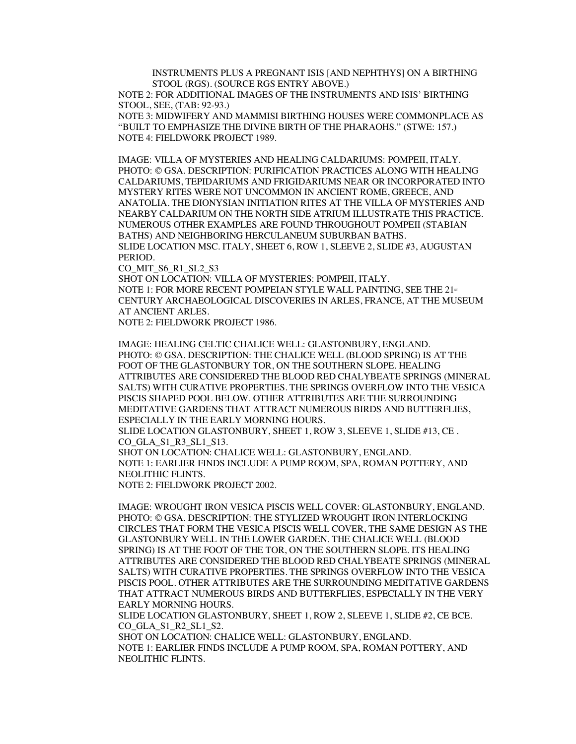INSTRUMENTS PLUS A PREGNANT ISIS [AND NEPHTHYS] ON A BIRTHING STOOL (RGS). (SOURCE RGS ENTRY ABOVE.)

NOTE 2: FOR ADDITIONAL IMAGES OF THE INSTRUMENTS AND ISIS' BIRTHING STOOL, SEE, (TAB: 92-93.)

NOTE 3: MIDWIFERY AND MAMMISI BIRTHING HOUSES WERE COMMONPLACE AS "BUILT TO EMPHASIZE THE DIVINE BIRTH OF THE PHARAOHS." (STWE: 157.)

NOTE 4: FIELDWORK PROJECT 1989.

IMAGE: VILLA OF MYSTERIES AND HEALING CALDARIUMS: POMPEII, ITALY.
PHOTO: © GSA. DESCRIPTION: PURIFICATION PRACTICES ALONG WITH HEALING CALDARIUMS, TEPIDARIUMS AND FRIGIDARIUMS NEAR OR INCORPORATED INTO MYSTERY RITES WERE NOT UNCOMMON IN ANCIENT ROME, GREECE, AND ANATOLIA. THE DIONYSIAN INITIATION RITES AT THE VILLA OF MYSTERIES AND NEARBY CALDARIUM ON THE NORTH SIDE ATRIUM ILLUSTRATE THIS PRACTICE. NUMEROUS OTHER EXAMPLES ARE FOUND THROUGHOUT POMPEII (STABIAN BATHS) AND NEIGHBORING HERCULANEUM SUBURBAN BATHS.
SLIDE LOCATION MSC. ITALY, SHEET 6, ROW 1, SLEEVE 2, SLIDE #3, AUGUSTAN PERIOD.
CO_MIT_S6_R1_SL2_S3
SHOT ON LOCATION: VILLA OF MYSTERIES: POMPEII, ITALY.
NOTE 1: FOR MORE RECENT POMPEIAN STYLE WALL PAINTING, SEE THE 21ST CENTURY ARCHAEOLOGICAL DISCOVERIES IN ARLES, FRANCE, AT THE MUSEUM AT ANCIENT ARLES.
NOTE 2: FIELDWORK PROJECT 1986.

IMAGE: HEALING CELTIC CHALICE WELL: GLASTONBURY, ENGLAND.
PHOTO: © GSA. DESCRIPTION: THE CHALICE WELL (BLOOD SPRING) IS AT THE FOOT OF THE GLASTONBURY TOR, ON THE SOUTHERN SLOPE. HEALING ATTRIBUTES ARE CONSIDERED THE BLOOD RED CHALYBEATE SPRINGS (MINERAL SALTS) WITH CURATIVE PROPERTIES. THE SPRINGS OVERFLOW INTO THE VESICA PISCIS SHAPED POOL BELOW. OTHER ATTRIBUTES ARE THE SURROUNDING MEDITATIVE GARDENS THAT ATTRACT NUMEROUS BIRDS AND BUTTERFLIES, ESPECIALLY IN THE EARLY MORNING HOURS.
SLIDE LOCATION GLASTONBURY, SHEET 1, ROW 3, SLEEVE 1, SLIDE #13, CE .
CO_GLA_S1_R3_SL1_S13.
SHOT ON LOCATION: CHALICE WELL: GLASTONBURY, ENGLAND.
NOTE 1: EARLIER FINDS INCLUDE A PUMP ROOM, SPA, ROMAN POTTERY, AND NEOLITHIC FLINTS.
NOTE 2: FIELDWORK PROJECT 2002.

IMAGE: WROUGHT IRON VESICA PISCIS WELL COVER: GLASTONBURY, ENGLAND.
PHOTO: © GSA. DESCRIPTION: THE STYLIZED WROUGHT IRON INTERLOCKING CIRCLES THAT FORM THE VESICA PISCIS WELL COVER, THE SAME DESIGN AS THE GLASTONBURY WELL IN THE LOWER GARDEN. THE CHALICE WELL (BLOOD SPRING) IS AT THE FOOT OF THE TOR, ON THE SOUTHERN SLOPE. ITS HEALING ATTRIBUTES ARE CONSIDERED THE BLOOD RED CHALYBEATE SPRINGS (MINERAL SALTS) WITH CURATIVE PROPERTIES. THE SPRINGS OVERFLOW INTO THE VESICA PISCIS POOL. OTHER ATTRIBUTES ARE THE SURROUNDING MEDITATIVE GARDENS THAT ATTRACT NUMEROUS BIRDS AND BUTTERFLIES, ESPECIALLY IN THE VERY EARLY MORNING HOURS.
SLIDE LOCATION GLASTONBURY, SHEET 1, ROW 2, SLEEVE 1, SLIDE #2, CE BCE.
CO_GLA_S1_R2_SL1_S2.
SHOT ON LOCATION: CHALICE WELL: GLASTONBURY, ENGLAND.
NOTE 1: EARLIER FINDS INCLUDE A PUMP ROOM, SPA, ROMAN POTTERY, AND NEOLITHIC FLINTS.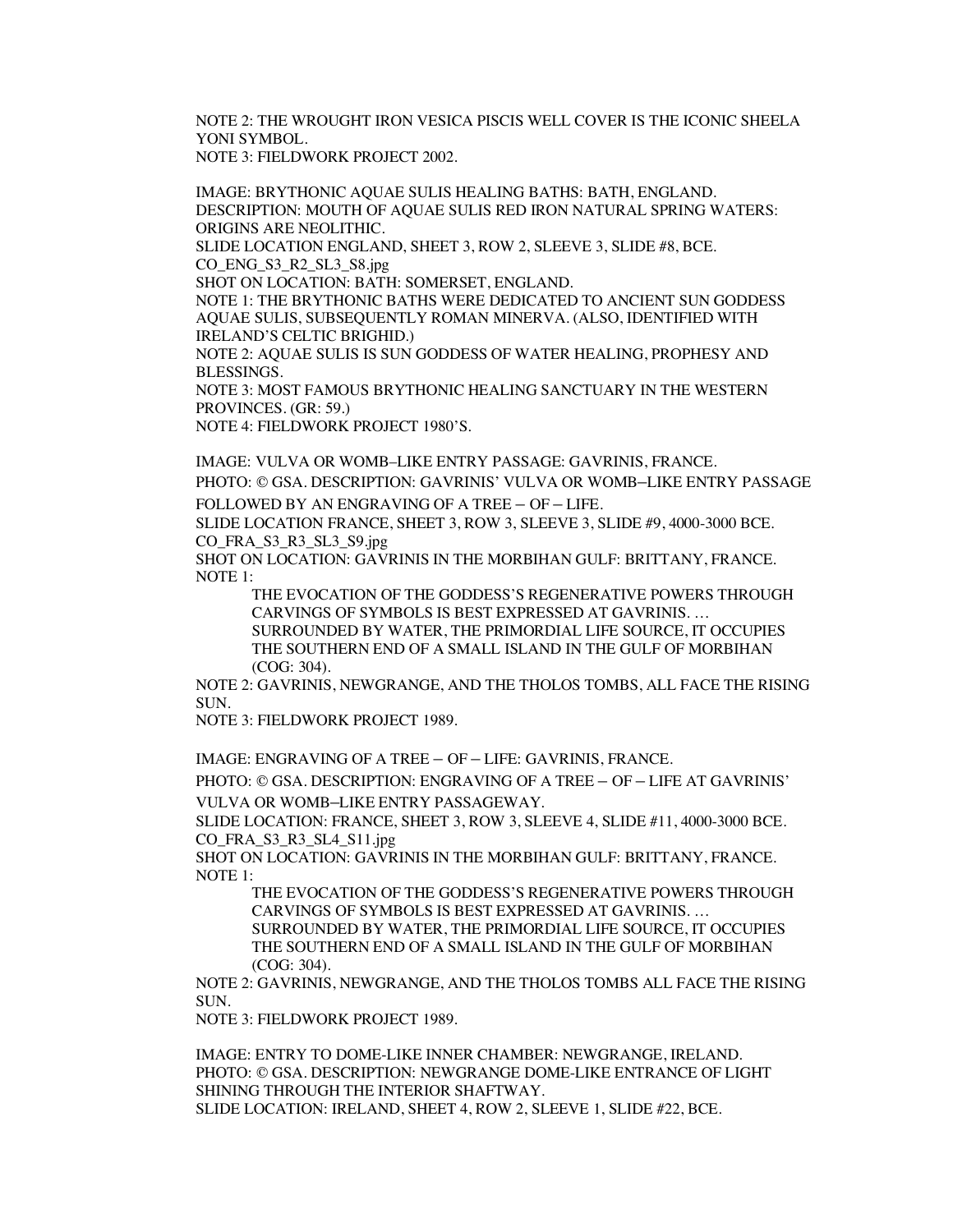NOTE 2: THE WROUGHT IRON VESICA PISCIS WELL COVER IS THE ICONIC SHEELA YONI SYMBOL.
NOTE 3: FIELDWORK PROJECT 2002.

IMAGE: BRYTHONIC AQUAE SULIS HEALING BATHS: BATH, ENGLAND.
DESCRIPTION: MOUTH OF AQUAE SULIS RED IRON NATURAL SPRING WATERS: ORIGINS ARE NEOLITHIC.
SLIDE LOCATION ENGLAND, SHEET 3, ROW 2, SLEEVE 3, SLIDE #8, BCE.
CO_ENG_S3_R2_SL3_S8.jpg
SHOT ON LOCATION: BATH: SOMERSET, ENGLAND.
NOTE 1: THE BRYTHONIC BATHS WERE DEDICATED TO ANCIENT SUN GODDESS AQUAE SULIS, SUBSEQUENTLY ROMAN MINERVA. (ALSO, IDENTIFIED WITH IRELAND'S CELTIC BRIGHID.)
NOTE 2: AQUAE SULIS IS SUN GODDESS OF WATER HEALING, PROPHESY AND BLESSINGS.
NOTE 3: MOST FAMOUS BRYTHONIC HEALING SANCTUARY IN THE WESTERN PROVINCES. (GR: 59.)
NOTE 4: FIELDWORK PROJECT 1980'S.

IMAGE: VULVA OR WOMB–LIKE ENTRY PASSAGE: GAVRINIS, FRANCE.
PHOTO: © GSA. DESCRIPTION: GAVRINIS' VULVA OR WOMB–LIKE ENTRY PASSAGE FOLLOWED BY AN ENGRAVING OF A TREE – OF – LIFE.
SLIDE LOCATION FRANCE, SHEET 3, ROW 3, SLEEVE 3, SLIDE #9, 4000-3000 BCE.
CO_FRA_S3_R3_SL3_S9.jpg
SHOT ON LOCATION: GAVRINIS IN THE MORBIHAN GULF: BRITTANY, FRANCE.
NOTE 1:

> THE EVOCATION OF THE GODDESS'S REGENERATIVE POWERS THROUGH CARVINGS OF SYMBOLS IS BEST EXPRESSED AT GAVRINIS. … SURROUNDED BY WATER, THE PRIMORDIAL LIFE SOURCE, IT OCCUPIES THE SOUTHERN END OF A SMALL ISLAND IN THE GULF OF MORBIHAN (COG: 304).

NOTE 2: GAVRINIS, NEWGRANGE, AND THE THOLOS TOMBS, ALL FACE THE RISING SUN.
NOTE 3: FIELDWORK PROJECT 1989.

IMAGE: ENGRAVING OF A TREE – OF – LIFE: GAVRINIS, FRANCE.
PHOTO: © GSA. DESCRIPTION: ENGRAVING OF A TREE – OF – LIFE AT GAVRINIS' VULVA OR WOMB–LIKE ENTRY PASSAGEWAY.
SLIDE LOCATION: FRANCE, SHEET 3, ROW 3, SLEEVE 4, SLIDE #11, 4000-3000 BCE.
CO_FRA_S3_R3_SL4_S11.jpg
SHOT ON LOCATION: GAVRINIS IN THE MORBIHAN GULF: BRITTANY, FRANCE.
NOTE 1:

> THE EVOCATION OF THE GODDESS'S REGENERATIVE POWERS THROUGH CARVINGS OF SYMBOLS IS BEST EXPRESSED AT GAVRINIS. … SURROUNDED BY WATER, THE PRIMORDIAL LIFE SOURCE, IT OCCUPIES THE SOUTHERN END OF A SMALL ISLAND IN THE GULF OF MORBIHAN (COG: 304).

NOTE 2: GAVRINIS, NEWGRANGE, AND THE THOLOS TOMBS ALL FACE THE RISING SUN.
NOTE 3: FIELDWORK PROJECT 1989.

IMAGE: ENTRY TO DOME-LIKE INNER CHAMBER: NEWGRANGE, IRELAND.
PHOTO: © GSA. DESCRIPTION: NEWGRANGE DOME-LIKE ENTRANCE OF LIGHT SHINING THROUGH THE INTERIOR SHAFTWAY.
SLIDE LOCATION: IRELAND, SHEET 4, ROW 2, SLEEVE 1, SLIDE #22, BCE.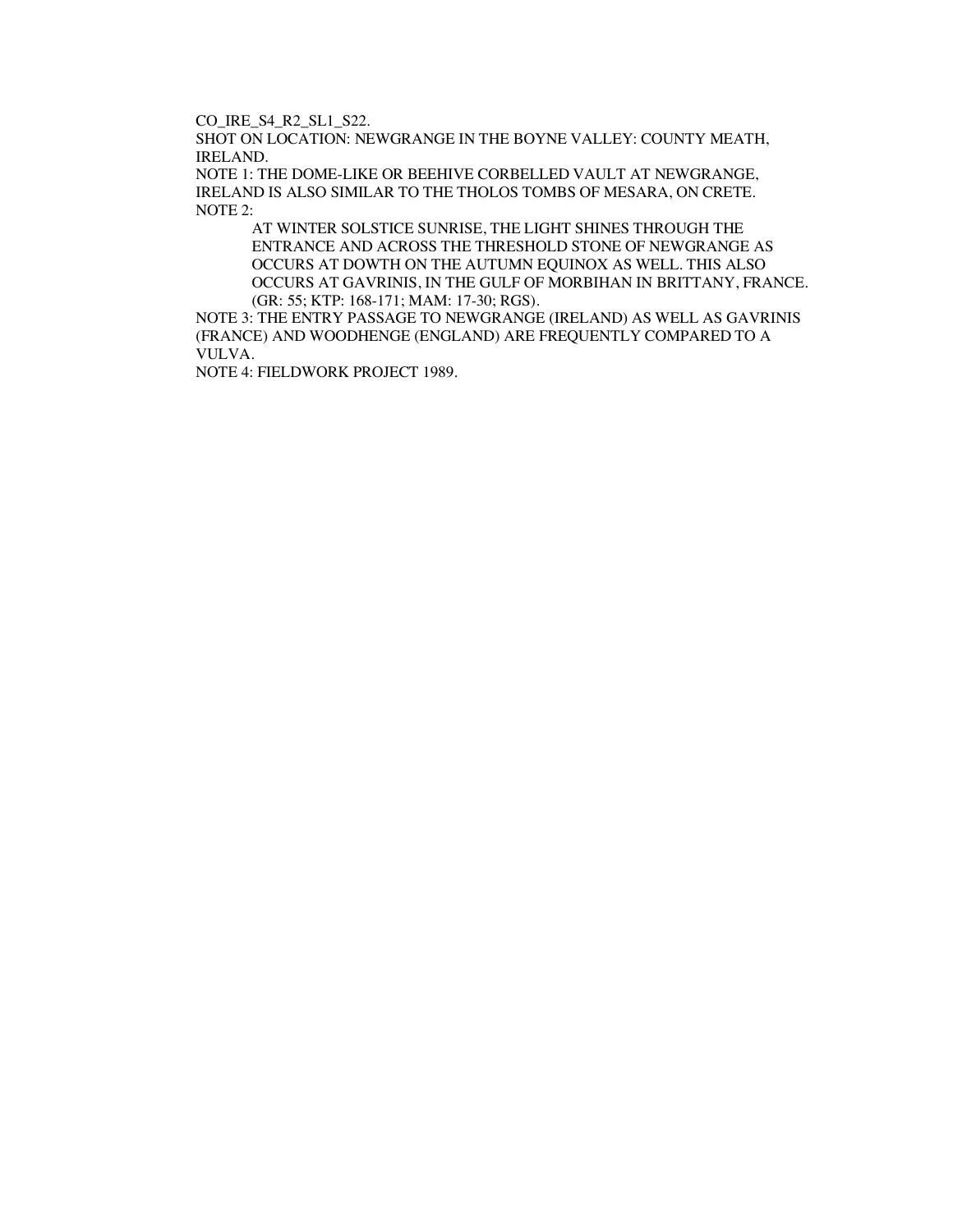CO_IRE_S4_R2_SL1_S22.

SHOT ON LOCATION: NEWGRANGE IN THE BOYNE VALLEY: COUNTY MEATH, IRELAND.

NOTE 1: THE DOME-LIKE OR BEEHIVE CORBELLED VAULT AT NEWGRANGE, IRELAND IS ALSO SIMILAR TO THE THOLOS TOMBS OF MESARA, ON CRETE.

NOTE 2:

AT WINTER SOLSTICE SUNRISE, THE LIGHT SHINES THROUGH THE ENTRANCE AND ACROSS THE THRESHOLD STONE OF NEWGRANGE AS OCCURS AT DOWTH ON THE AUTUMN EQUINOX AS WELL. THIS ALSO OCCURS AT GAVRINIS, IN THE GULF OF MORBIHAN IN BRITTANY, FRANCE. (GR: 55; KTP: 168-171; MAM: 17-30; RGS).

NOTE 3: THE ENTRY PASSAGE TO NEWGRANGE (IRELAND) AS WELL AS GAVRINIS (FRANCE) AND WOODHENGE (ENGLAND) ARE FREQUENTLY COMPARED TO A VULVA.

NOTE 4: FIELDWORK PROJECT 1989.